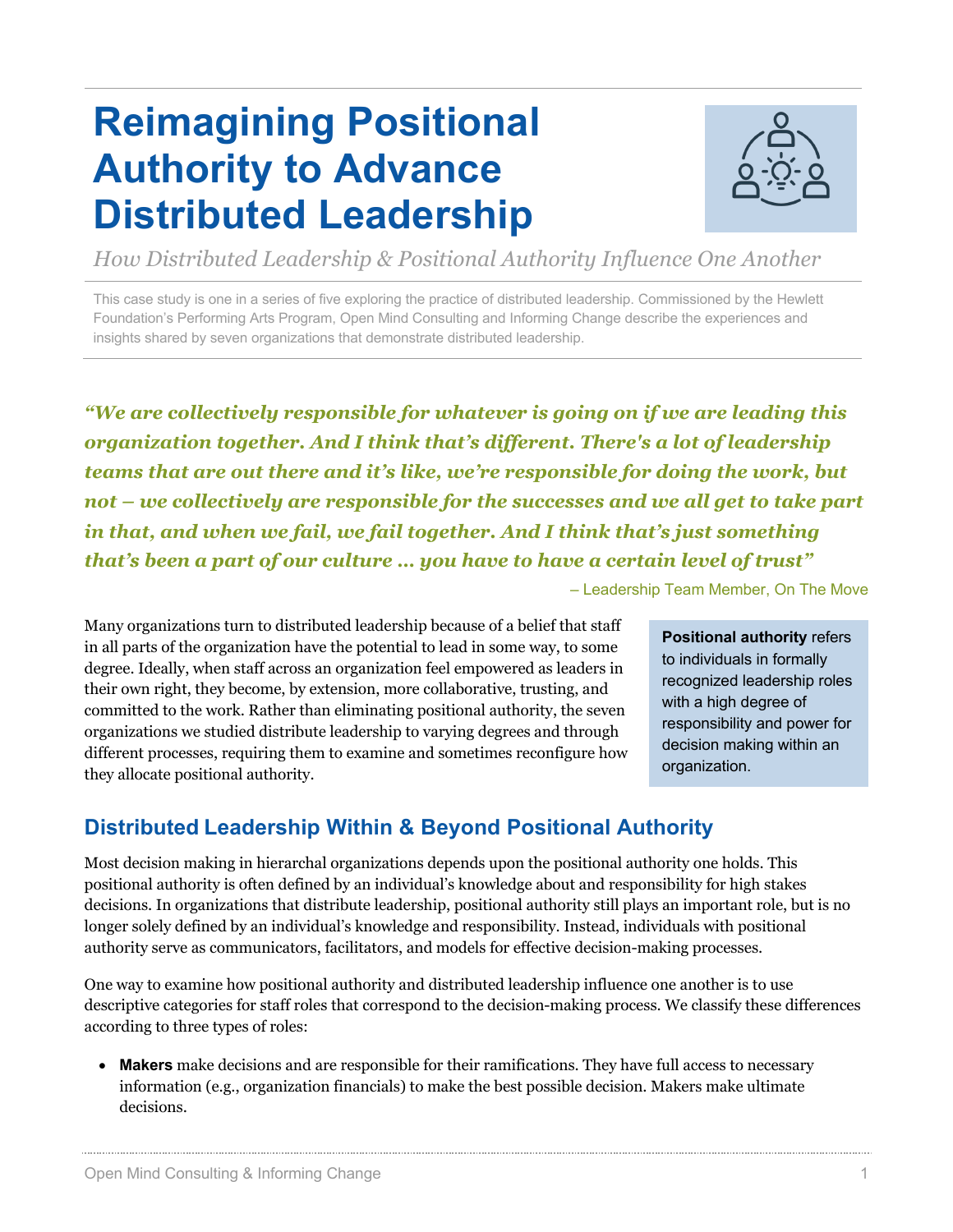# Reimagining Positional Authority to Advance Distributed Leadership

*How Distributed Leadership & Positional Authority Influence One Another*

This case study is one in a series of five exploring the practice of distributed leadership. Commissioned by the Hewlett Foundation's Performing Arts Program, Open Mind Consulting and Informing Change describe the experiences and insights shared by seven organizations that demonstrate distributed leadership.

***"We are collectively responsible for whatever is going on if we are leading this organization together. And I think that's different. There's a lot of leadership teams that are out there and it's like, we're responsible for doing the work, but not – we collectively are responsible for the successes and we all get to take part in that, and when we fail, we fail together. And I think that's just something that's been a part of our culture … you have to have a certain level of trust"***

– Leadership Team Member, On The Move

Many organizations turn to distributed leadership because of a belief that staff in all parts of the organization have the potential to lead in some way, to some degree. Ideally, when staff across an organization feel empowered as leaders in their own right, they become, by extension, more collaborative, trusting, and committed to the work. Rather than eliminating positional authority, the seven organizations we studied distribute leadership to varying degrees and through different processes, requiring them to examine and sometimes reconfigure how they allocate positional authority.

> **Positional authority** refers to individuals in formally recognized leadership roles with a high degree of responsibility and power for decision making within an organization.

## Distributed Leadership Within & Beyond Positional Authority

Most decision making in hierarchal organizations depends upon the positional authority one holds. This positional authority is often defined by an individual's knowledge about and responsibility for high stakes decisions. In organizations that distribute leadership, positional authority still plays an important role, but is no longer solely defined by an individual's knowledge and responsibility. Instead, individuals with positional authority serve as communicators, facilitators, and models for effective decision-making processes.

One way to examine how positional authority and distributed leadership influence one another is to use descriptive categories for staff roles that correspond to the decision-making process. We classify these differences according to three types of roles:

- **Makers** make decisions and are responsible for their ramifications. They have full access to necessary information (e.g., organization financials) to make the best possible decision. Makers make ultimate decisions.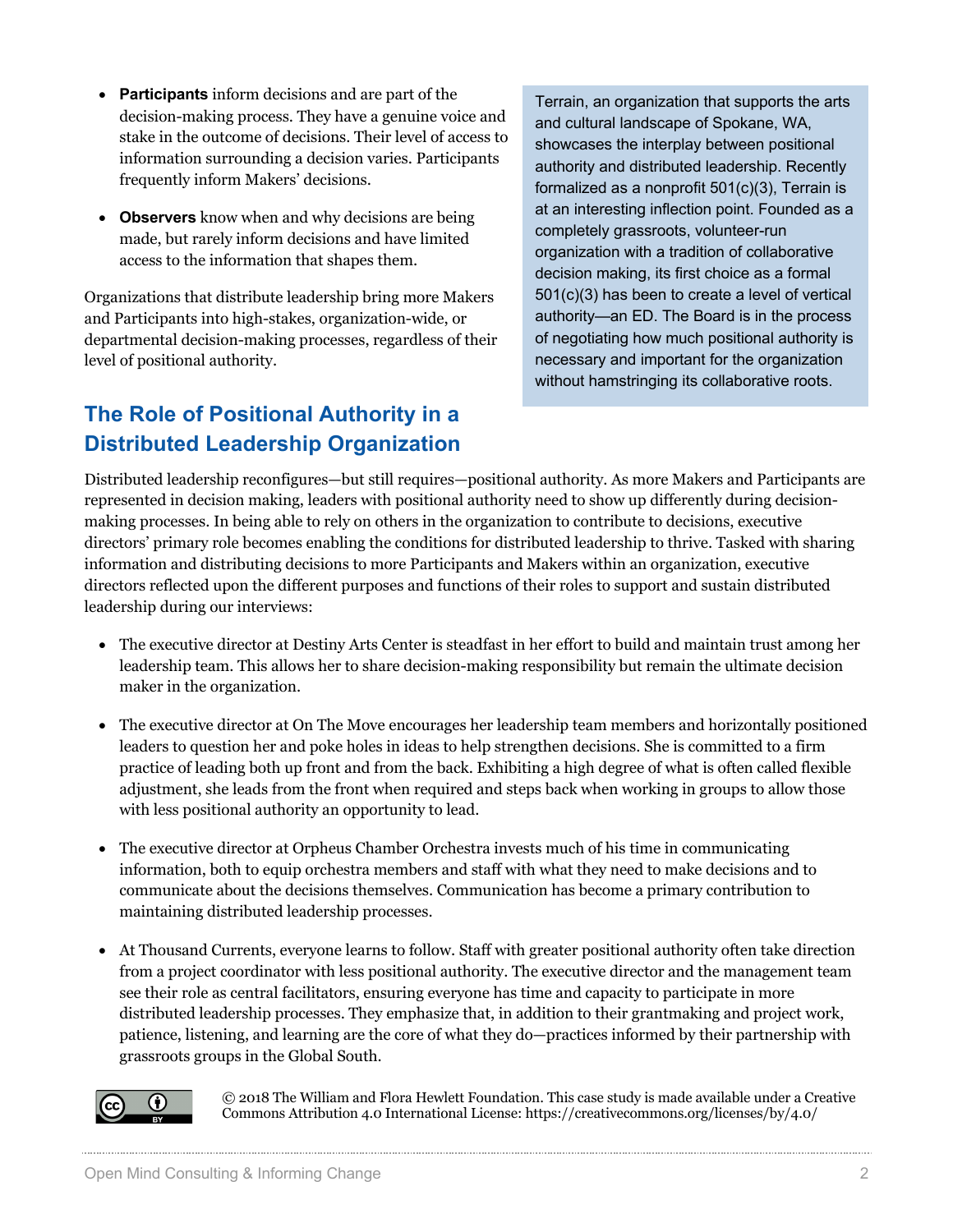- **Participants** inform decisions and are part of the decision-making process. They have a genuine voice and stake in the outcome of decisions. Their level of access to information surrounding a decision varies. Participants frequently inform Makers' decisions.

- **Observers** know when and why decisions are being made, but rarely inform decisions and have limited access to the information that shapes them.

Organizations that distribute leadership bring more Makers and Participants into high-stakes, organization-wide, or departmental decision-making processes, regardless of their level of positional authority.

Terrain, an organization that supports the arts and cultural landscape of Spokane, WA, showcases the interplay between positional authority and distributed leadership. Recently formalized as a nonprofit 501(c)(3), Terrain is at an interesting inflection point. Founded as a completely grassroots, volunteer-run organization with a tradition of collaborative decision making, its first choice as a formal 501(c)(3) has been to create a level of vertical authority—an ED. The Board is in the process of negotiating how much positional authority is necessary and important for the organization without hamstringing its collaborative roots.

## The Role of Positional Authority in a Distributed Leadership Organization

Distributed leadership reconfigures—but still requires—positional authority. As more Makers and Participants are represented in decision making, leaders with positional authority need to show up differently during decision-making processes. In being able to rely on others in the organization to contribute to decisions, executive directors' primary role becomes enabling the conditions for distributed leadership to thrive. Tasked with sharing information and distributing decisions to more Participants and Makers within an organization, executive directors reflected upon the different purposes and functions of their roles to support and sustain distributed leadership during our interviews:

- The executive director at Destiny Arts Center is steadfast in her effort to build and maintain trust among her leadership team. This allows her to share decision-making responsibility but remain the ultimate decision maker in the organization.

- The executive director at On The Move encourages her leadership team members and horizontally positioned leaders to question her and poke holes in ideas to help strengthen decisions. She is committed to a firm practice of leading both up front and from the back. Exhibiting a high degree of what is often called flexible adjustment, she leads from the front when required and steps back when working in groups to allow those with less positional authority an opportunity to lead.

- The executive director at Orpheus Chamber Orchestra invests much of his time in communicating information, both to equip orchestra members and staff with what they need to make decisions and to communicate about the decisions themselves. Communication has become a primary contribution to maintaining distributed leadership processes.

- At Thousand Currents, everyone learns to follow. Staff with greater positional authority often take direction from a project coordinator with less positional authority. The executive director and the management team see their role as central facilitators, ensuring everyone has time and capacity to participate in more distributed leadership processes. They emphasize that, in addition to their grantmaking and project work, patience, listening, and learning are the core of what they do—practices informed by their partnership with grassroots groups in the Global South.

© 2018 The William and Flora Hewlett Foundation. This case study is made available under a Creative Commons Attribution 4.0 International License: https://creativecommons.org/licenses/by/4.0/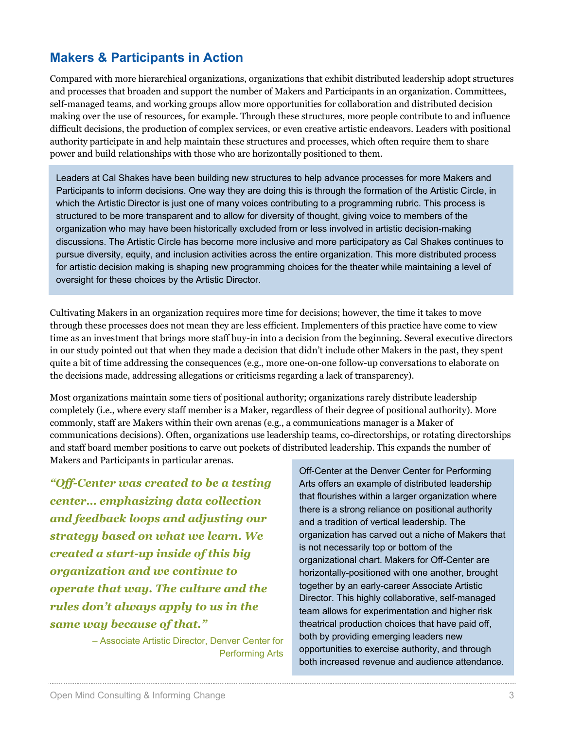## Makers & Participants in Action

Compared with more hierarchical organizations, organizations that exhibit distributed leadership adopt structures and processes that broaden and support the number of Makers and Participants in an organization. Committees, self-managed teams, and working groups allow more opportunities for collaboration and distributed decision making over the use of resources, for example. Through these structures, more people contribute to and influence difficult decisions, the production of complex services, or even creative artistic endeavors. Leaders with positional authority participate in and help maintain these structures and processes, which often require them to share power and build relationships with those who are horizontally positioned to them.

> Leaders at Cal Shakes have been building new structures to help advance processes for more Makers and Participants to inform decisions. One way they are doing this is through the formation of the Artistic Circle, in which the Artistic Director is just one of many voices contributing to a programming rubric. This process is structured to be more transparent and to allow for diversity of thought, giving voice to members of the organization who may have been historically excluded from or less involved in artistic decision-making discussions. The Artistic Circle has become more inclusive and more participatory as Cal Shakes continues to pursue diversity, equity, and inclusion activities across the entire organization. This more distributed process for artistic decision making is shaping new programming choices for the theater while maintaining a level of oversight for these choices by the Artistic Director.

Cultivating Makers in an organization requires more time for decisions; however, the time it takes to move through these processes does not mean they are less efficient. Implementers of this practice have come to view time as an investment that brings more staff buy-in into a decision from the beginning. Several executive directors in our study pointed out that when they made a decision that didn't include other Makers in the past, they spent quite a bit of time addressing the consequences (e.g., more one-on-one follow-up conversations to elaborate on the decisions made, addressing allegations or criticisms regarding a lack of transparency).

Most organizations maintain some tiers of positional authority; organizations rarely distribute leadership completely (i.e., where every staff member is a Maker, regardless of their degree of positional authority). More commonly, staff are Makers within their own arenas (e.g., a communications manager is a Maker of communications decisions). Often, organizations use leadership teams, co-directorships, or rotating directorships and staff board member positions to carve out pockets of distributed leadership. This expands the number of Makers and Participants in particular arenas.

***"Off-Center was created to be a testing center… emphasizing data collection and feedback loops and adjusting our strategy based on what we learn. We created a start-up inside of this big organization and we continue to operate that way. The culture and the rules don't always apply to us in the same way because of that."***

– Associate Artistic Director, Denver Center for Performing Arts

> Off-Center at the Denver Center for Performing Arts offers an example of distributed leadership that flourishes within a larger organization where there is a strong reliance on positional authority and a tradition of vertical leadership. The organization has carved out a niche of Makers that is not necessarily top or bottom of the organizational chart. Makers for Off-Center are horizontally-positioned with one another, brought together by an early-career Associate Artistic Director. This highly collaborative, self-managed team allows for experimentation and higher risk theatrical production choices that have paid off, both by providing emerging leaders new opportunities to exercise authority, and through both increased revenue and audience attendance.